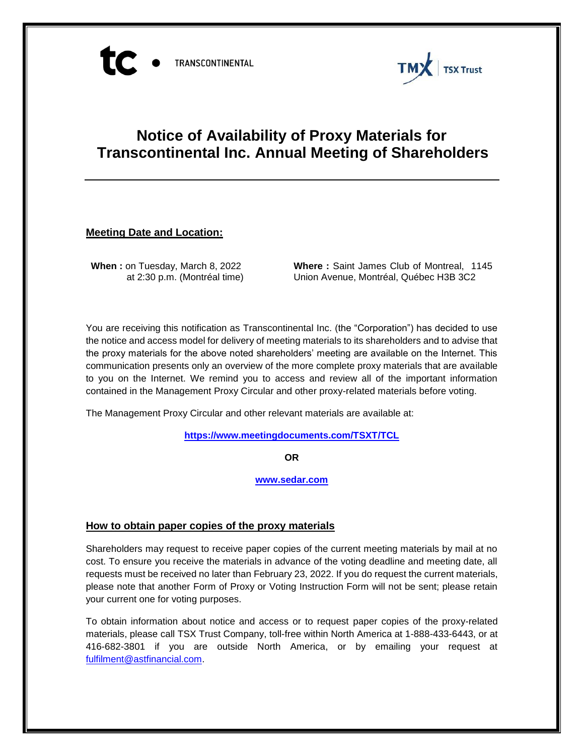tc • TRANSCONTINENTAL

TMX | TSX Trust

# Notice of Availability of Proxy Materials for Transcontinental Inc. Annual Meeting of Shareholders

## Meeting Date and Location:

**When :** on Tuesday, March 8, 2022 at 2:30 p.m. (Montréal time)

**Where :** Saint James Club of Montreal, 1145 Union Avenue, Montréal, Québec H3B 3C2

You are receiving this notification as Transcontinental Inc. (the "Corporation") has decided to use the notice and access model for delivery of meeting materials to its shareholders and to advise that the proxy materials for the above noted shareholders' meeting are available on the Internet. This communication presents only an overview of the more complete proxy materials that are available to you on the Internet. We remind you to access and review all of the important information contained in the Management Proxy Circular and other proxy-related materials before voting.

The Management Proxy Circular and other relevant materials are available at:

**https://www.meetingdocuments.com/TSXT/TCL**

**OR**

**www.sedar.com**

## How to obtain paper copies of the proxy materials

Shareholders may request to receive paper copies of the current meeting materials by mail at no cost. To ensure you receive the materials in advance of the voting deadline and meeting date, all requests must be received no later than February 23, 2022. If you do request the current materials, please note that another Form of Proxy or Voting Instruction Form will not be sent; please retain your current one for voting purposes.

To obtain information about notice and access or to request paper copies of the proxy-related materials, please call TSX Trust Company, toll-free within North America at 1-888-433-6443, or at 416-682-3801 if you are outside North America, or by emailing your request at fulfilment@astfinancial.com.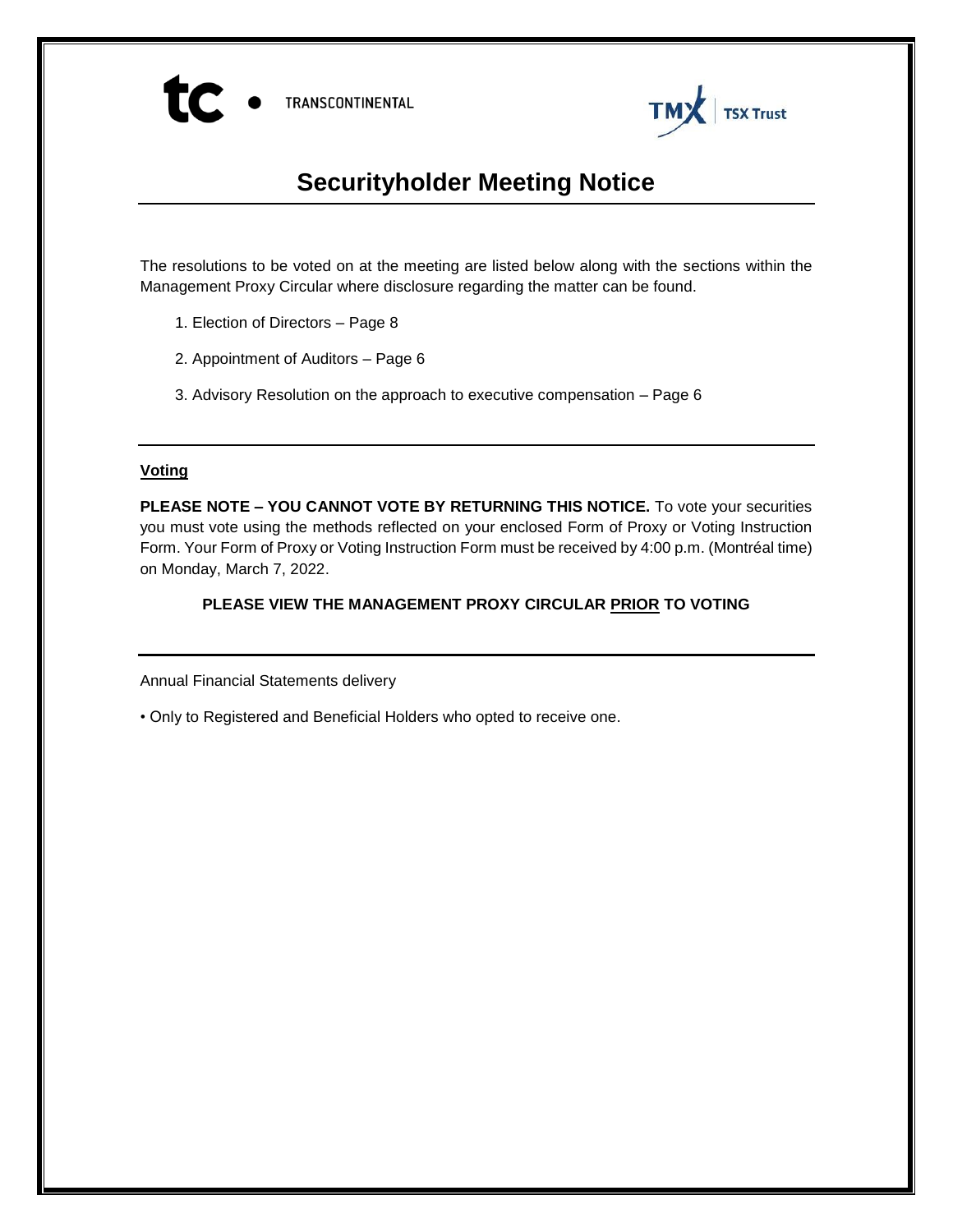TRANSCONTINENTAL

TSX Trust

# Securityholder Meeting Notice

The resolutions to be voted on at the meeting are listed below along with the sections within the Management Proxy Circular where disclosure regarding the matter can be found.

1. Election of Directors – Page 8
2. Appointment of Auditors – Page 6
3. Advisory Resolution on the approach to executive compensation – Page 6

---

**Voting**

**PLEASE NOTE – YOU CANNOT VOTE BY RETURNING THIS NOTICE.** To vote your securities you must vote using the methods reflected on your enclosed Form of Proxy or Voting Instruction Form. Your Form of Proxy or Voting Instruction Form must be received by 4:00 p.m. (Montréal time) on Monday, March 7, 2022.

**PLEASE VIEW THE MANAGEMENT PROXY CIRCULAR PRIOR TO VOTING**

---

Annual Financial Statements delivery

- Only to Registered and Beneficial Holders who opted to receive one.